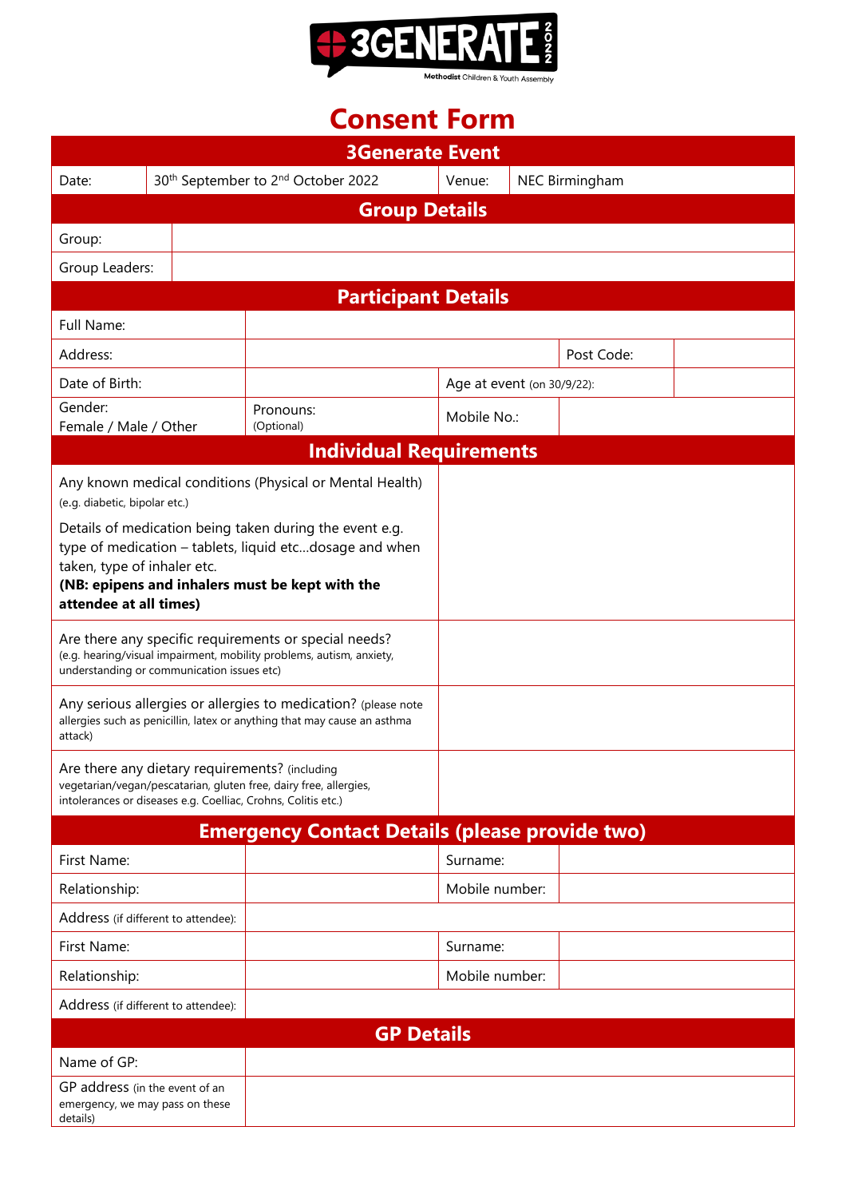# Consent Form

| 3Generate Event | | | |
|---|---|---|---|
| Date: | 30th September to 2nd October 2022 | Venue: | NEC Birmingham |

| Group Details | |
|---|---|
| Group: | |
| Group Leaders: | |

| Participant Details | | | |
|---|---|---|---|
| Full Name: | | | |
| Address: | | Post Code: | |
| Date of Birth: | | Age at event (on 30/9/22): | |
| Gender: Female / Male / Other | Pronouns: (Optional) | Mobile No.: | |

| Individual Requirements | |
|---|---|
| Any known medical conditions (Physical or Mental Health) (e.g. diabetic, bipolar etc.)<br><br>Details of medication being taken during the event e.g. type of medication – tablets, liquid etc…dosage and when taken, type of inhaler etc.<br>**(NB: epipens and inhalers must be kept with the attendee at all times)** | |
| Are there any specific requirements or special needs? (e.g. hearing/visual impairment, mobility problems, autism, anxiety, understanding or communication issues etc) | |
| Any serious allergies or allergies to medication? (please note allergies such as penicillin, latex or anything that may cause an asthma attack) | |
| Are there any dietary requirements? (including vegetarian/vegan/pescatarian, gluten free, dairy free, allergies, intolerances or diseases e.g. Coelliac, Crohns, Colitis etc.) | |

| Emergency Contact Details (please provide two) | | | |
|---|---|---|---|
| First Name: | | Surname: | |
| Relationship: | | Mobile number: | |
| Address (if different to attendee): | | | |
| First Name: | | Surname: | |
| Relationship: | | Mobile number: | |
| Address (if different to attendee): | | | |

| GP Details | |
|---|---|
| Name of GP: | |
| GP address (in the event of an emergency, we may pass on these details) | |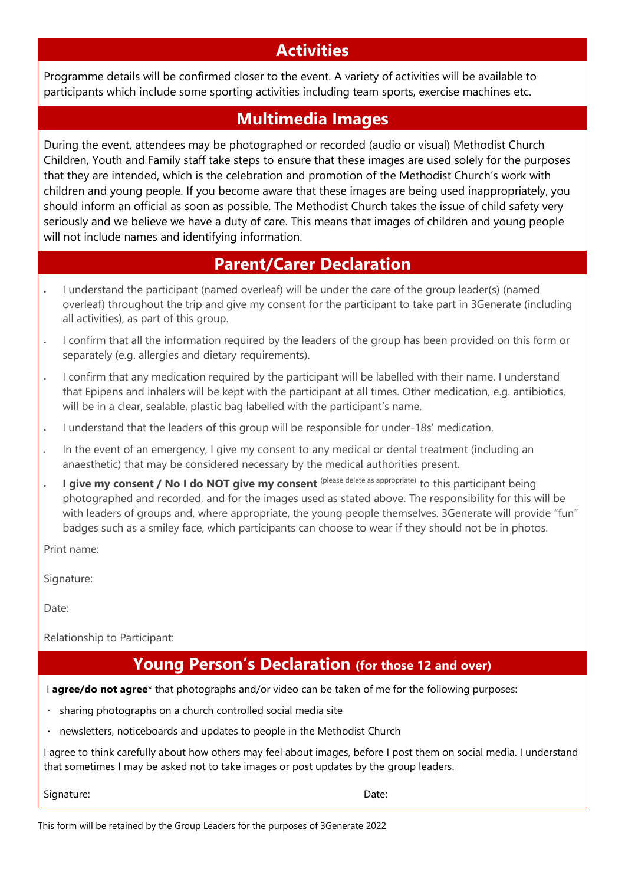## Activities

Programme details will be confirmed closer to the event. A variety of activities will be available to participants which include some sporting activities including team sports, exercise machines etc.

## Multimedia Images

During the event, attendees may be photographed or recorded (audio or visual) Methodist Church Children, Youth and Family staff take steps to ensure that these images are used solely for the purposes that they are intended, which is the celebration and promotion of the Methodist Church's work with children and young people. If you become aware that these images are being used inappropriately, you should inform an official as soon as possible. The Methodist Church takes the issue of child safety very seriously and we believe we have a duty of care. This means that images of children and young people will not include names and identifying information.

## Parent/Carer Declaration

- I understand the participant (named overleaf) will be under the care of the group leader(s) (named overleaf) throughout the trip and give my consent for the participant to take part in 3Generate (including all activities), as part of this group.
- I confirm that all the information required by the leaders of the group has been provided on this form or separately (e.g. allergies and dietary requirements).
- I confirm that any medication required by the participant will be labelled with their name. I understand that Epipens and inhalers will be kept with the participant at all times. Other medication, e.g. antibiotics, will be in a clear, sealable, plastic bag labelled with the participant's name.
- I understand that the leaders of this group will be responsible for under-18s' medication.
- In the event of an emergency, I give my consent to any medical or dental treatment (including an anaesthetic) that may be considered necessary by the medical authorities present.
- **I give my consent / No I do NOT give my consent** (please delete as appropriate) to this participant being photographed and recorded, and for the images used as stated above. The responsibility for this will be with leaders of groups and, where appropriate, the young people themselves. 3Generate will provide "fun" badges such as a smiley face, which participants can choose to wear if they should not be in photos.

Print name:

Signature:

Date:

Relationship to Participant:

## Young Person's Declaration (for those 12 and over)

I **agree/do not agree*** that photographs and/or video can be taken of me for the following purposes:

- sharing photographs on a church controlled social media site
- newsletters, noticeboards and updates to people in the Methodist Church

I agree to think carefully about how others may feel about images, before I post them on social media. I understand that sometimes I may be asked not to take images or post updates by the group leaders.

Signature: Date:

This form will be retained by the Group Leaders for the purposes of 3Generate 2022